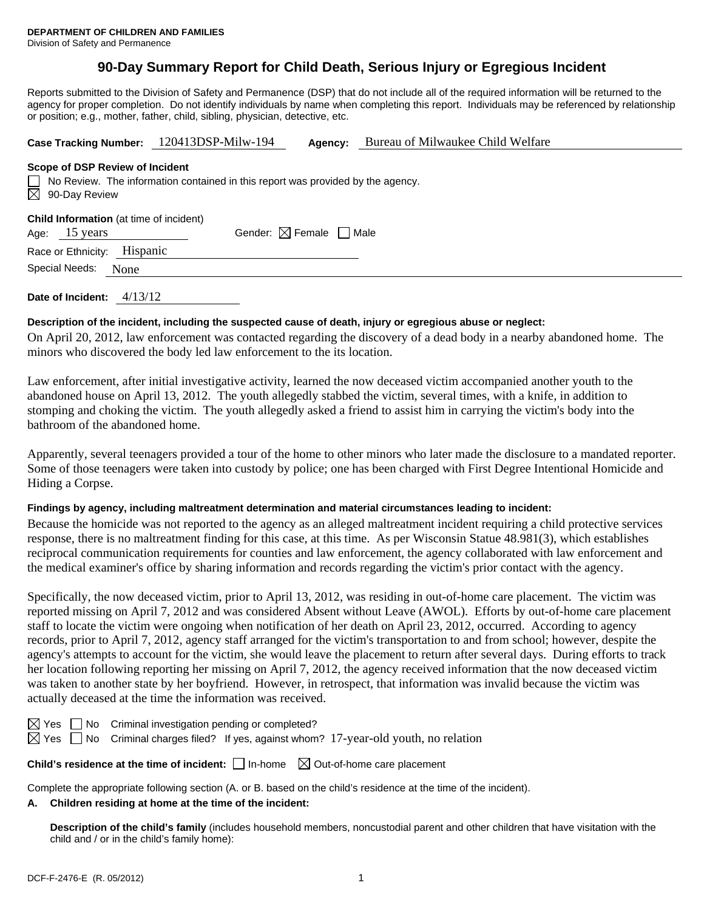**DEPARTMENT OF CHILDREN AND FAMILIES**
Division of Safety and Permanence

# 90-Day Summary Report for Child Death, Serious Injury or Egregious Incident

Reports submitted to the Division of Safety and Permanence (DSP) that do not include all of the required information will be returned to the agency for proper completion. Do not identify individuals by name when completing this report. Individuals may be referenced by relationship or position; e.g., mother, father, child, sibling, physician, detective, etc.

**Case Tracking Number:** 120413DSP-Milw-194 **Agency:** Bureau of Milwaukee Child Welfare

**Scope of DSP Review of Incident**

☐ No Review. The information contained in this report was provided by the agency.
☒ 90-Day Review

**Child Information** (at time of incident)

Age: 15 years Gender: ☒ Female ☐ Male

Race or Ethnicity: Hispanic

Special Needs: None

**Date of Incident:** 4/13/12

**Description of the incident, including the suspected cause of death, injury or egregious abuse or neglect:**

On April 20, 2012, law enforcement was contacted regarding the discovery of a dead body in a nearby abandoned home. The minors who discovered the body led law enforcement to the its location.

Law enforcement, after initial investigative activity, learned the now deceased victim accompanied another youth to the abandoned house on April 13, 2012. The youth allegedly stabbed the victim, several times, with a knife, in addition to stomping and choking the victim. The youth allegedly asked a friend to assist him in carrying the victim's body into the bathroom of the abandoned home.

Apparently, several teenagers provided a tour of the home to other minors who later made the disclosure to a mandated reporter. Some of those teenagers were taken into custody by police; one has been charged with First Degree Intentional Homicide and Hiding a Corpse.

**Findings by agency, including maltreatment determination and material circumstances leading to incident:**

Because the homicide was not reported to the agency as an alleged maltreatment incident requiring a child protective services response, there is no maltreatment finding for this case, at this time. As per Wisconsin Statue 48.981(3), which establishes reciprocal communication requirements for counties and law enforcement, the agency collaborated with law enforcement and the medical examiner's office by sharing information and records regarding the victim's prior contact with the agency.

Specifically, the now deceased victim, prior to April 13, 2012, was residing in out-of-home care placement. The victim was reported missing on April 7, 2012 and was considered Absent without Leave (AWOL). Efforts by out-of-home care placement staff to locate the victim were ongoing when notification of her death on April 23, 2012, occurred. According to agency records, prior to April 7, 2012, agency staff arranged for the victim's transportation to and from school; however, despite the agency's attempts to account for the victim, she would leave the placement to return after several days. During efforts to track her location following reporting her missing on April 7, 2012, the agency received information that the now deceased victim was taken to another state by her boyfriend. However, in retrospect, that information was invalid because the victim was actually deceased at the time the information was received.

☒ Yes ☐ No Criminal investigation pending or completed?
☒ Yes ☐ No Criminal charges filed? If yes, against whom? 17-year-old youth, no relation

**Child's residence at the time of incident:** ☐ In-home ☒ Out-of-home care placement

Complete the appropriate following section (A. or B. based on the child's residence at the time of the incident).

**A. Children residing at home at the time of the incident:**

**Description of the child's family** (includes household members, noncustodial parent and other children that have visitation with the child and / or in the child's family home):

DCF-F-2476-E (R. 05/2012)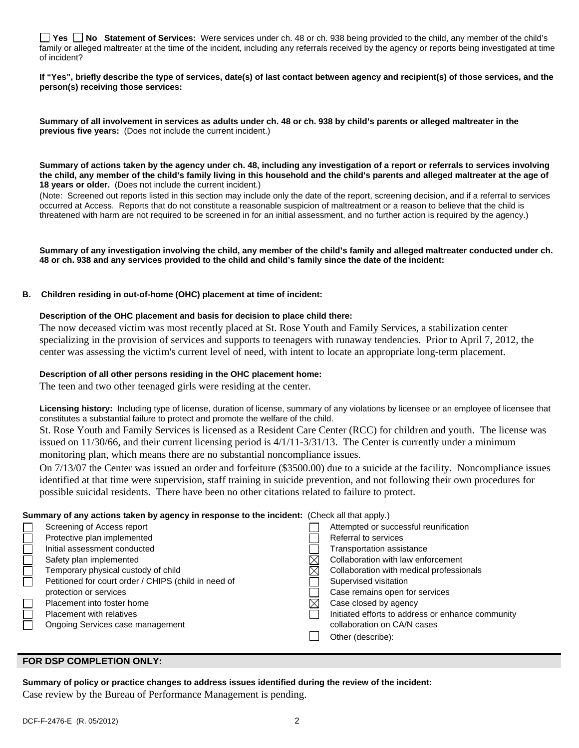☐ Yes ☐ No **Statement of Services:** Were services under ch. 48 or ch. 938 being provided to the child, any member of the child's family or alleged maltreater at the time of the incident, including any referrals received by the agency or reports being investigated at time of incident?

**If "Yes", briefly describe the type of services, date(s) of last contact between agency and recipient(s) of those services, and the person(s) receiving those services:**

**Summary of all involvement in services as adults under ch. 48 or ch. 938 by child's parents or alleged maltreater in the previous five years:** (Does not include the current incident.)

**Summary of actions taken by the agency under ch. 48, including any investigation of a report or referrals to services involving the child, any member of the child's family living in this household and the child's parents and alleged maltreater at the age of 18 years or older.** (Does not include the current incident.)

(Note: Screened out reports listed in this section may include only the date of the report, screening decision, and if a referral to services occurred at Access. Reports that do not constitute a reasonable suspicion of maltreatment or a reason to believe that the child is threatened with harm are not required to be screened in for an initial assessment, and no further action is required by the agency.)

**Summary of any investigation involving the child, any member of the child's family and alleged maltreater conducted under ch. 48 or ch. 938 and any services provided to the child and child's family since the date of the incident:**

**B. Children residing in out-of-home (OHC) placement at time of incident:**

**Description of the OHC placement and basis for decision to place child there:**

The now deceased victim was most recently placed at St. Rose Youth and Family Services, a stabilization center specializing in the provision of services and supports to teenagers with runaway tendencies. Prior to April 7, 2012, the center was assessing the victim's current level of need, with intent to locate an appropriate long-term placement.

**Description of all other persons residing in the OHC placement home:**

The teen and two other teenaged girls were residing at the center.

**Licensing history:** Including type of license, duration of license, summary of any violations by licensee or an employee of licensee that constitutes a substantial failure to protect and promote the welfare of the child.

St. Rose Youth and Family Services is licensed as a Resident Care Center (RCC) for children and youth. The license was issued on 11/30/66, and their current licensing period is 4/1/11-3/31/13. The Center is currently under a minimum monitoring plan, which means there are no substantial noncompliance issues.

On 7/13/07 the Center was issued an order and forfeiture ($3500.00) due to a suicide at the facility. Noncompliance issues identified at that time were supervision, staff training in suicide prevention, and not following their own procedures for possible suicidal residents. There have been no other citations related to failure to protect.

**Summary of any actions taken by agency in response to the incident:** (Check all that apply.)

- ☐ Screening of Access report
- ☐ Protective plan implemented
- ☐ Initial assessment conducted
- ☐ Safety plan implemented
- ☐ Temporary physical custody of child
- ☐ Petitioned for court order / CHIPS (child in need of protection or services
- ☐ Placement into foster home
- ☐ Placement with relatives
- ☐ Ongoing Services case management
- ☐ Attempted or successful reunification
- ☐ Referral to services
- ☐ Transportation assistance
- ☒ Collaboration with law enforcement
- ☒ Collaboration with medical professionals
- ☐ Supervised visitation
- ☐ Case remains open for services
- ☒ Case closed by agency
- ☐ Initiated efforts to address or enhance community collaboration on CA/N cases
- ☐ Other (describe):

**FOR DSP COMPLETION ONLY:**

**Summary of policy or practice changes to address issues identified during the review of the incident:**

Case review by the Bureau of Performance Management is pending.

DCF-F-2476-E (R. 05/2012)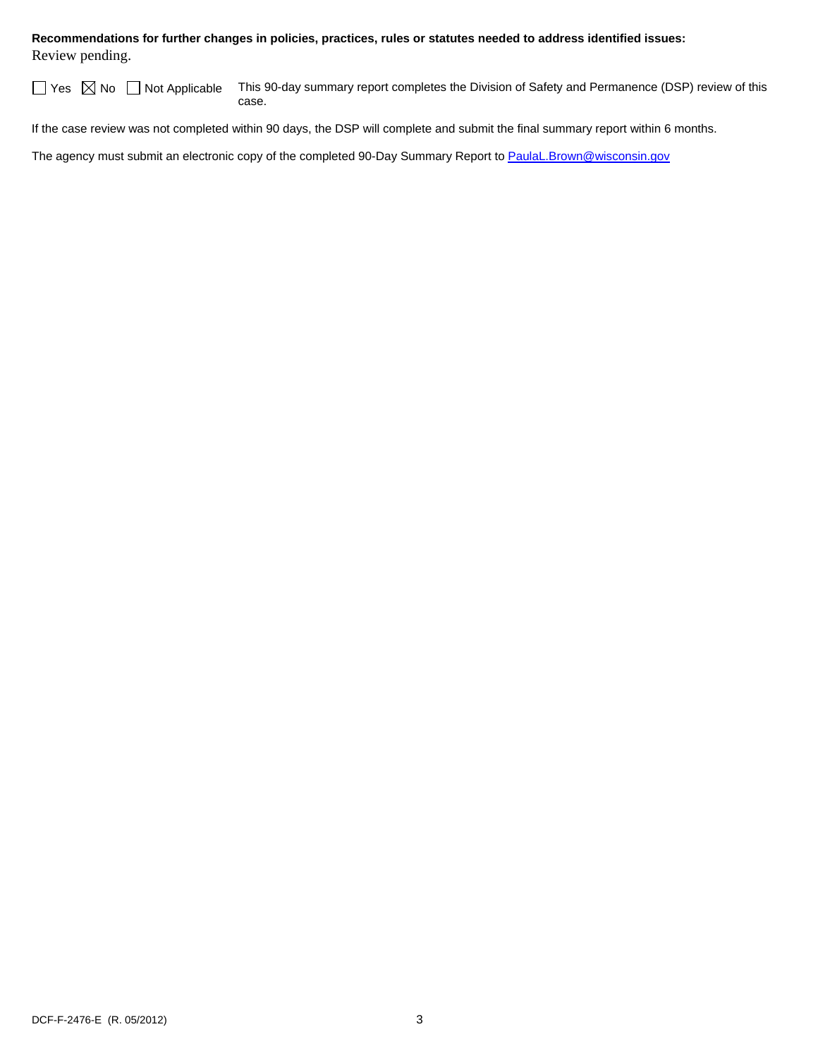**Recommendations for further changes in policies, practices, rules or statutes needed to address identified issues:**
Review pending.

☐ Yes ☒ No ☐ Not Applicable This 90-day summary report completes the Division of Safety and Permanence (DSP) review of this case.

If the case review was not completed within 90 days, the DSP will complete and submit the final summary report within 6 months.

The agency must submit an electronic copy of the completed 90-Day Summary Report to PaulaL.Brown@wisconsin.gov

DCF-F-2476-E (R. 05/2012)